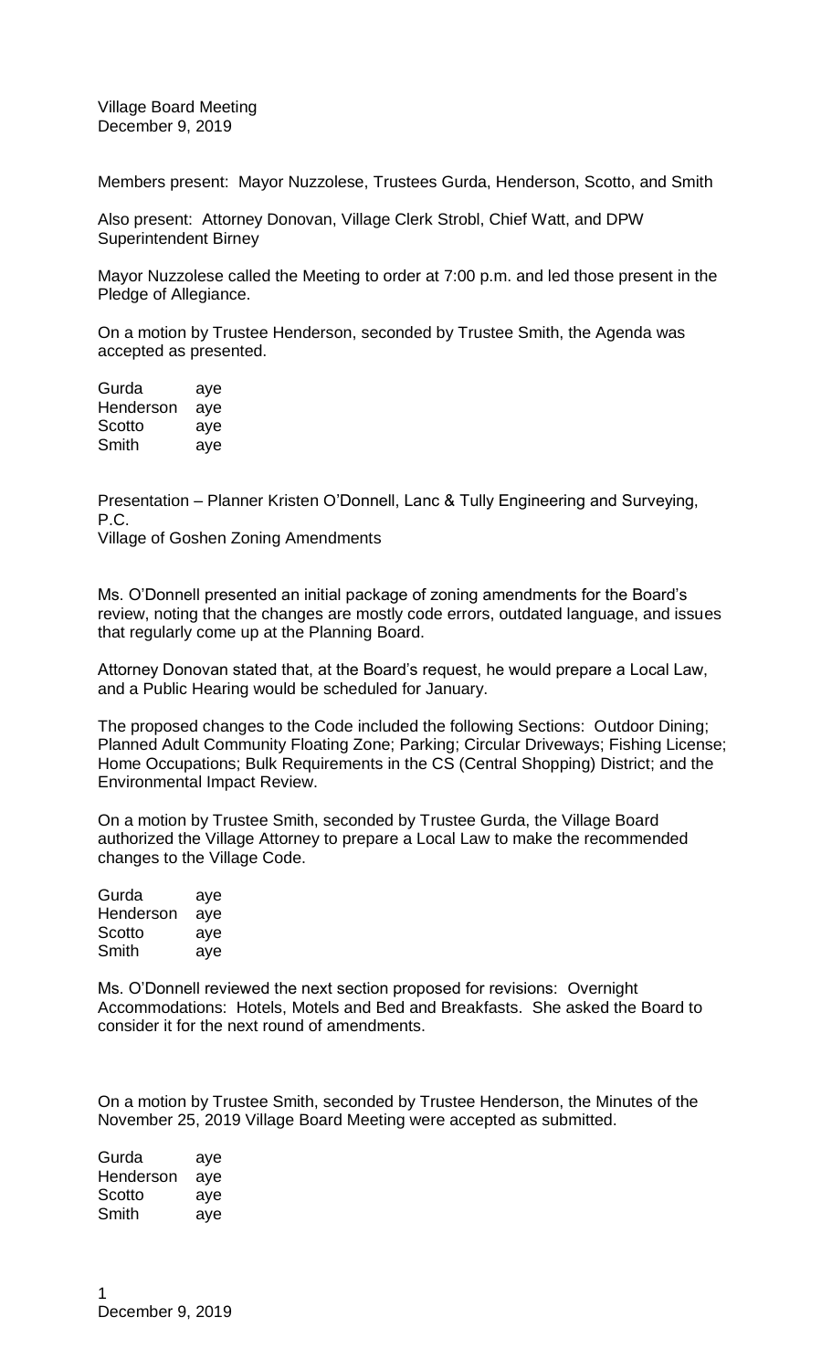Village Board Meeting
December 9, 2019

Members present: Mayor Nuzzolese, Trustees Gurda, Henderson, Scotto, and Smith

Also present: Attorney Donovan, Village Clerk Strobl, Chief Watt, and DPW Superintendent Birney

Mayor Nuzzolese called the Meeting to order at 7:00 p.m. and led those present in the Pledge of Allegiance.

On a motion by Trustee Henderson, seconded by Trustee Smith, the Agenda was accepted as presented.

Gurda aye
Henderson aye
Scotto aye
Smith aye

Presentation – Planner Kristen O'Donnell, Lanc & Tully Engineering and Surveying, P.C.
Village of Goshen Zoning Amendments

Ms. O'Donnell presented an initial package of zoning amendments for the Board's review, noting that the changes are mostly code errors, outdated language, and issues that regularly come up at the Planning Board.

Attorney Donovan stated that, at the Board's request, he would prepare a Local Law, and a Public Hearing would be scheduled for January.

The proposed changes to the Code included the following Sections: Outdoor Dining; Planned Adult Community Floating Zone; Parking; Circular Driveways; Fishing License; Home Occupations; Bulk Requirements in the CS (Central Shopping) District; and the Environmental Impact Review.

On a motion by Trustee Smith, seconded by Trustee Gurda, the Village Board authorized the Village Attorney to prepare a Local Law to make the recommended changes to the Village Code.

Gurda aye
Henderson aye
Scotto aye
Smith aye

Ms. O'Donnell reviewed the next section proposed for revisions: Overnight Accommodations: Hotels, Motels and Bed and Breakfasts. She asked the Board to consider it for the next round of amendments.

On a motion by Trustee Smith, seconded by Trustee Henderson, the Minutes of the November 25, 2019 Village Board Meeting were accepted as submitted.

Gurda aye
Henderson aye
Scotto aye
Smith aye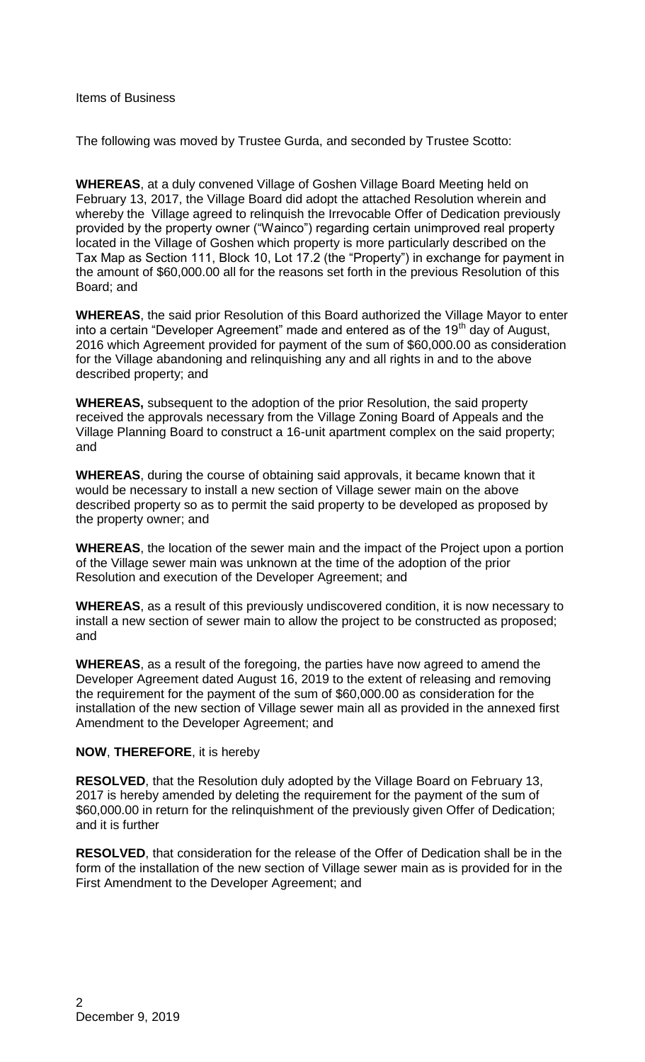Items of Business

The following was moved by Trustee Gurda, and seconded by Trustee Scotto:

**WHEREAS**, at a duly convened Village of Goshen Village Board Meeting held on February 13, 2017, the Village Board did adopt the attached Resolution wherein and whereby the Village agreed to relinquish the Irrevocable Offer of Dedication previously provided by the property owner ("Wainco") regarding certain unimproved real property located in the Village of Goshen which property is more particularly described on the Tax Map as Section 111, Block 10, Lot 17.2 (the "Property") in exchange for payment in the amount of $60,000.00 all for the reasons set forth in the previous Resolution of this Board; and

**WHEREAS**, the said prior Resolution of this Board authorized the Village Mayor to enter into a certain "Developer Agreement" made and entered as of the 19th day of August, 2016 which Agreement provided for payment of the sum of $60,000.00 as consideration for the Village abandoning and relinquishing any and all rights in and to the above described property; and

**WHEREAS,** subsequent to the adoption of the prior Resolution, the said property received the approvals necessary from the Village Zoning Board of Appeals and the Village Planning Board to construct a 16-unit apartment complex on the said property; and

**WHEREAS**, during the course of obtaining said approvals, it became known that it would be necessary to install a new section of Village sewer main on the above described property so as to permit the said property to be developed as proposed by the property owner; and

**WHEREAS**, the location of the sewer main and the impact of the Project upon a portion of the Village sewer main was unknown at the time of the adoption of the prior Resolution and execution of the Developer Agreement; and

**WHEREAS**, as a result of this previously undiscovered condition, it is now necessary to install a new section of sewer main to allow the project to be constructed as proposed; and

**WHEREAS**, as a result of the foregoing, the parties have now agreed to amend the Developer Agreement dated August 16, 2019 to the extent of releasing and removing the requirement for the payment of the sum of $60,000.00 as consideration for the installation of the new section of Village sewer main all as provided in the annexed first Amendment to the Developer Agreement; and

**NOW**, **THEREFORE**, it is hereby

**RESOLVED**, that the Resolution duly adopted by the Village Board on February 13, 2017 is hereby amended by deleting the requirement for the payment of the sum of $60,000.00 in return for the relinquishment of the previously given Offer of Dedication; and it is further

**RESOLVED**, that consideration for the release of the Offer of Dedication shall be in the form of the installation of the new section of Village sewer main as is provided for in the First Amendment to the Developer Agreement; and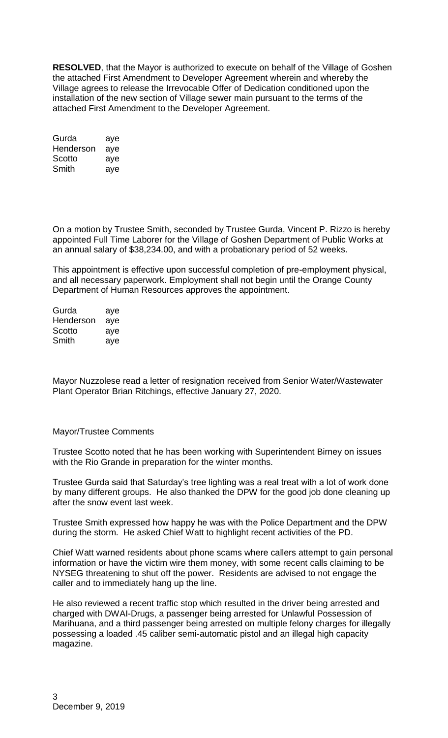**RESOLVED**, that the Mayor is authorized to execute on behalf of the Village of Goshen the attached First Amendment to Developer Agreement wherein and whereby the Village agrees to release the Irrevocable Offer of Dedication conditioned upon the installation of the new section of Village sewer main pursuant to the terms of the attached First Amendment to the Developer Agreement.

| | |
|---|---|
| Gurda | aye |
| Henderson | aye |
| Scotto | aye |
| Smith | aye |

On a motion by Trustee Smith, seconded by Trustee Gurda, Vincent P. Rizzo is hereby appointed Full Time Laborer for the Village of Goshen Department of Public Works at an annual salary of $38,234.00, and with a probationary period of 52 weeks.

This appointment is effective upon successful completion of pre-employment physical, and all necessary paperwork. Employment shall not begin until the Orange County Department of Human Resources approves the appointment.

| | |
|---|---|
| Gurda | aye |
| Henderson | aye |
| Scotto | aye |
| Smith | aye |

Mayor Nuzzolese read a letter of resignation received from Senior Water/Wastewater Plant Operator Brian Ritchings, effective January 27, 2020.

Mayor/Trustee Comments

Trustee Scotto noted that he has been working with Superintendent Birney on issues with the Rio Grande in preparation for the winter months.

Trustee Gurda said that Saturday's tree lighting was a real treat with a lot of work done by many different groups. He also thanked the DPW for the good job done cleaning up after the snow event last week.

Trustee Smith expressed how happy he was with the Police Department and the DPW during the storm. He asked Chief Watt to highlight recent activities of the PD.

Chief Watt warned residents about phone scams where callers attempt to gain personal information or have the victim wire them money, with some recent calls claiming to be NYSEG threatening to shut off the power. Residents are advised to not engage the caller and to immediately hang up the line.

He also reviewed a recent traffic stop which resulted in the driver being arrested and charged with DWAI-Drugs, a passenger being arrested for Unlawful Possession of Marihuana, and a third passenger being arrested on multiple felony charges for illegally possessing a loaded .45 caliber semi-automatic pistol and an illegal high capacity magazine.

December 9, 2019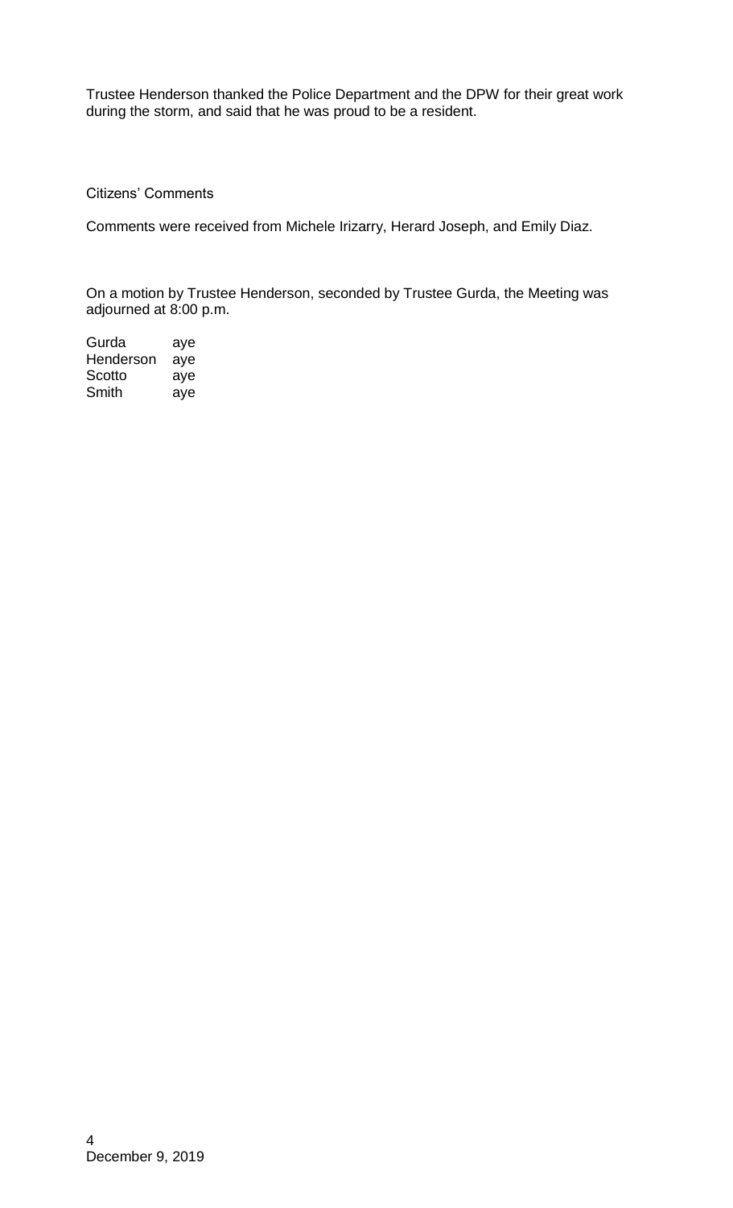Trustee Henderson thanked the Police Department and the DPW for their great work during the storm, and said that he was proud to be a resident.

Citizens' Comments

Comments were received from Michele Irizarry, Herard Joseph, and Emily Diaz.

On a motion by Trustee Henderson, seconded by Trustee Gurda, the Meeting was adjourned at 8:00 p.m.

| | |
|---|---|
| Gurda | aye |
| Henderson | aye |
| Scotto | aye |
| Smith | aye |